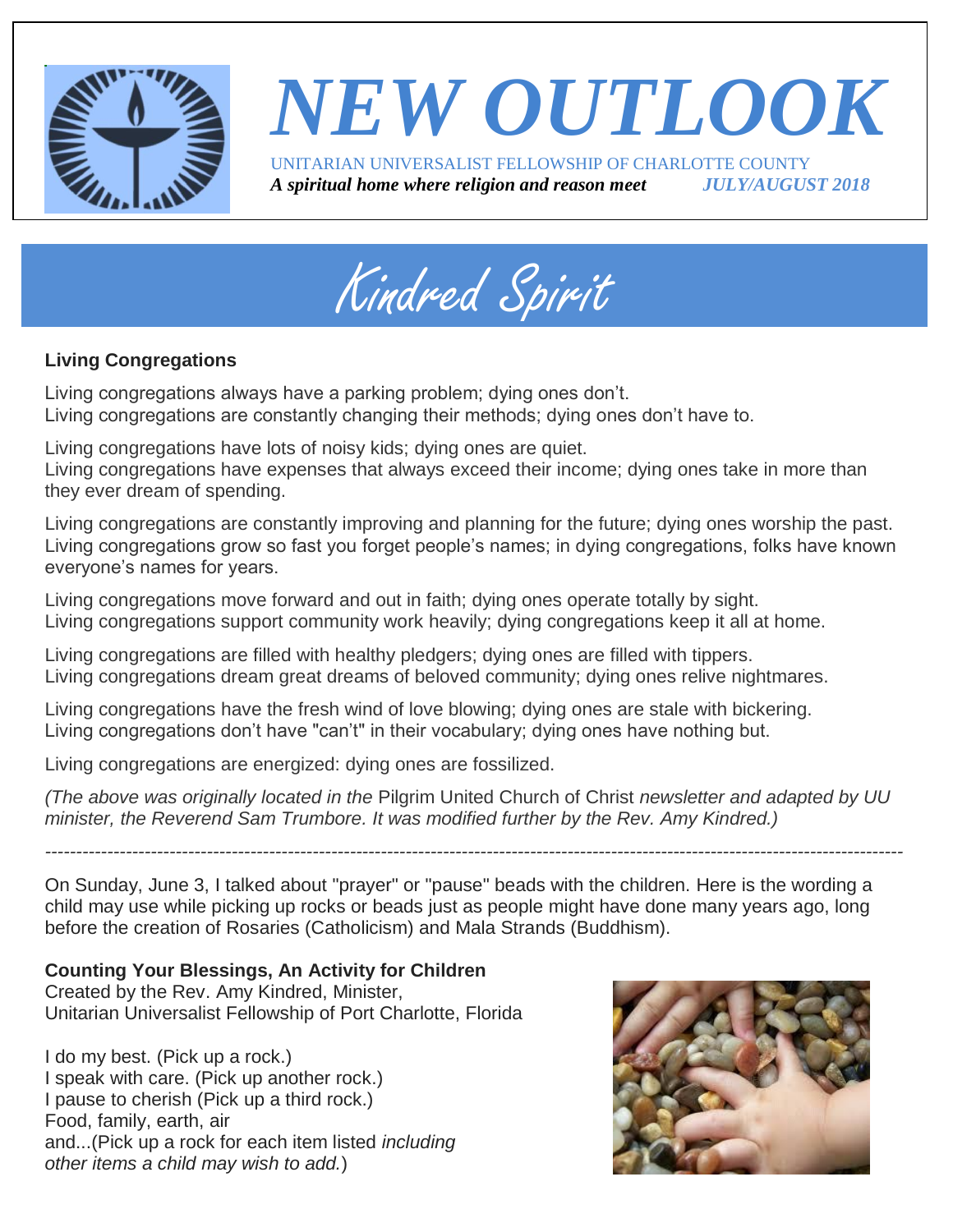# NEW OUTLOOK

UNITARIAN UNIVERSALIST FELLOWSHIP OF CHARLOTTE COUNTY

***A spiritual home where religion and reason meet*** ***JULY/AUGUST 2018***

## Kindred Spirit

**Living Congregations**

Living congregations always have a parking problem; dying ones don't.
Living congregations are constantly changing their methods; dying ones don't have to.

Living congregations have lots of noisy kids; dying ones are quiet.
Living congregations have expenses that always exceed their income; dying ones take in more than they ever dream of spending.

Living congregations are constantly improving and planning for the future; dying ones worship the past.
Living congregations grow so fast you forget people's names; in dying congregations, folks have known everyone's names for years.

Living congregations move forward and out in faith; dying ones operate totally by sight.
Living congregations support community work heavily; dying congregations keep it all at home.

Living congregations are filled with healthy pledgers; dying ones are filled with tippers.
Living congregations dream great dreams of beloved community; dying ones relive nightmares.

Living congregations have the fresh wind of love blowing; dying ones are stale with bickering.
Living congregations don't have "can't" in their vocabulary; dying ones have nothing but.

Living congregations are energized: dying ones are fossilized.

*(The above was originally located in the* Pilgrim United Church of Christ *newsletter and adapted by UU minister, the Reverend Sam Trumbore. It was modified further by the Rev. Amy Kindred.)*

---

On Sunday, June 3, I talked about "prayer" or "pause" beads with the children. Here is the wording a child may use while picking up rocks or beads just as people might have done many years ago, long before the creation of Rosaries (Catholicism) and Mala Strands (Buddhism).

**Counting Your Blessings, An Activity for Children**
Created by the Rev. Amy Kindred, Minister,
Unitarian Universalist Fellowship of Port Charlotte, Florida

I do my best. (Pick up a rock.)
I speak with care. (Pick up another rock.)
I pause to cherish (Pick up a third rock.)
Food, family, earth, air
and...(Pick up a rock for each item listed *including other items a child may wish to add.*)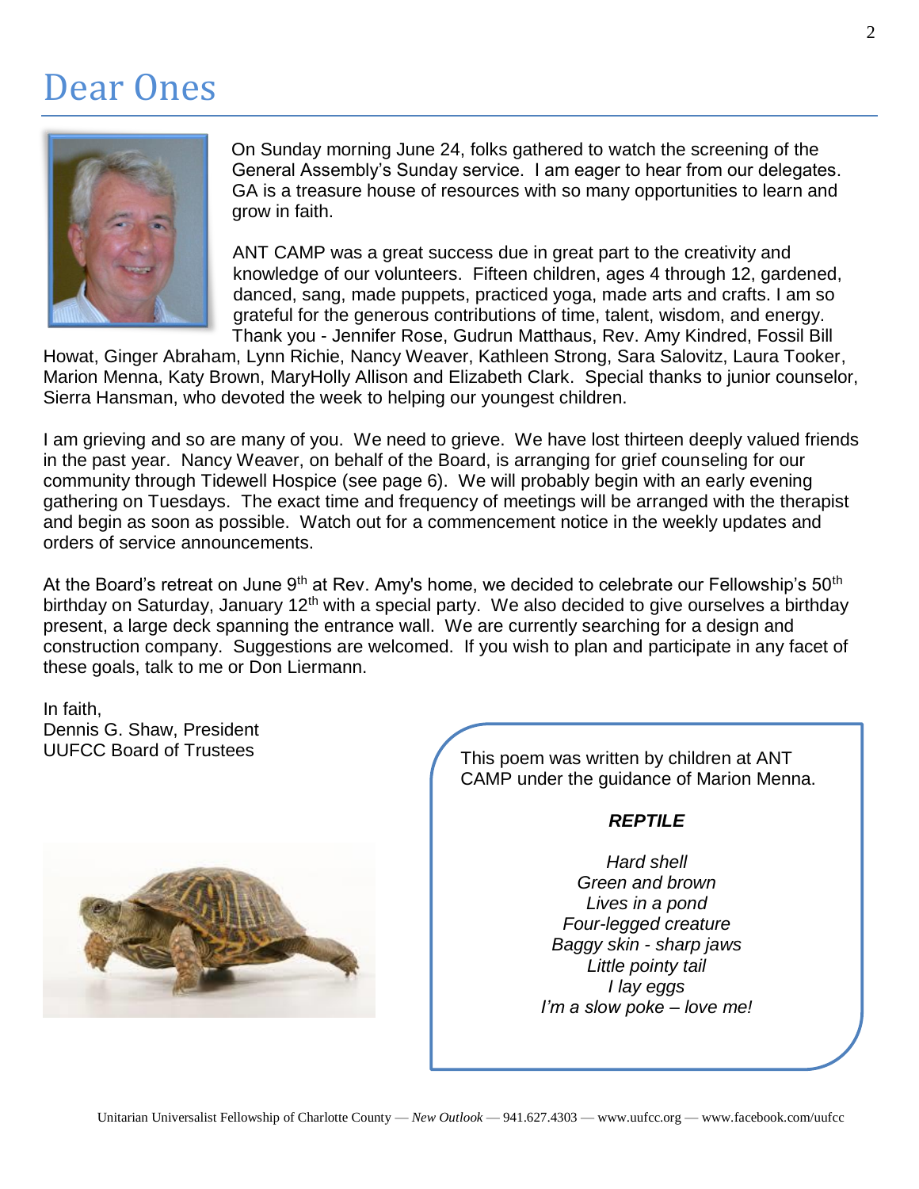# Dear Ones

On Sunday morning June 24, folks gathered to watch the screening of the General Assembly's Sunday service. I am eager to hear from our delegates. GA is a treasure house of resources with so many opportunities to learn and grow in faith.

ANT CAMP was a great success due in great part to the creativity and knowledge of our volunteers. Fifteen children, ages 4 through 12, gardened, danced, sang, made puppets, practiced yoga, made arts and crafts. I am so grateful for the generous contributions of time, talent, wisdom, and energy. Thank you - Jennifer Rose, Gudrun Matthaus, Rev. Amy Kindred, Fossil Bill Howat, Ginger Abraham, Lynn Richie, Nancy Weaver, Kathleen Strong, Sara Salovitz, Laura Tooker, Marion Menna, Katy Brown, MaryHolly Allison and Elizabeth Clark. Special thanks to junior counselor, Sierra Hansman, who devoted the week to helping our youngest children.

I am grieving and so are many of you. We need to grieve. We have lost thirteen deeply valued friends in the past year. Nancy Weaver, on behalf of the Board, is arranging for grief counseling for our community through Tidewell Hospice (see page 6). We will probably begin with an early evening gathering on Tuesdays. The exact time and frequency of meetings will be arranged with the therapist and begin as soon as possible. Watch out for a commencement notice in the weekly updates and orders of service announcements.

At the Board's retreat on June 9th at Rev. Amy's home, we decided to celebrate our Fellowship's 50th birthday on Saturday, January 12th with a special party. We also decided to give ourselves a birthday present, a large deck spanning the entrance wall. We are currently searching for a design and construction company. Suggestions are welcomed. If you wish to plan and participate in any facet of these goals, talk to me or Don Liermann.

In faith,
Dennis G. Shaw, President
UUFCC Board of Trustees

This poem was written by children at ANT CAMP under the guidance of Marion Menna.

***REPTILE***

*Hard shell*
*Green and brown*
*Lives in a pond*
*Four-legged creature*
*Baggy skin - sharp jaws*
*Little pointy tail*
*I lay eggs*
*I'm a slow poke – love me!*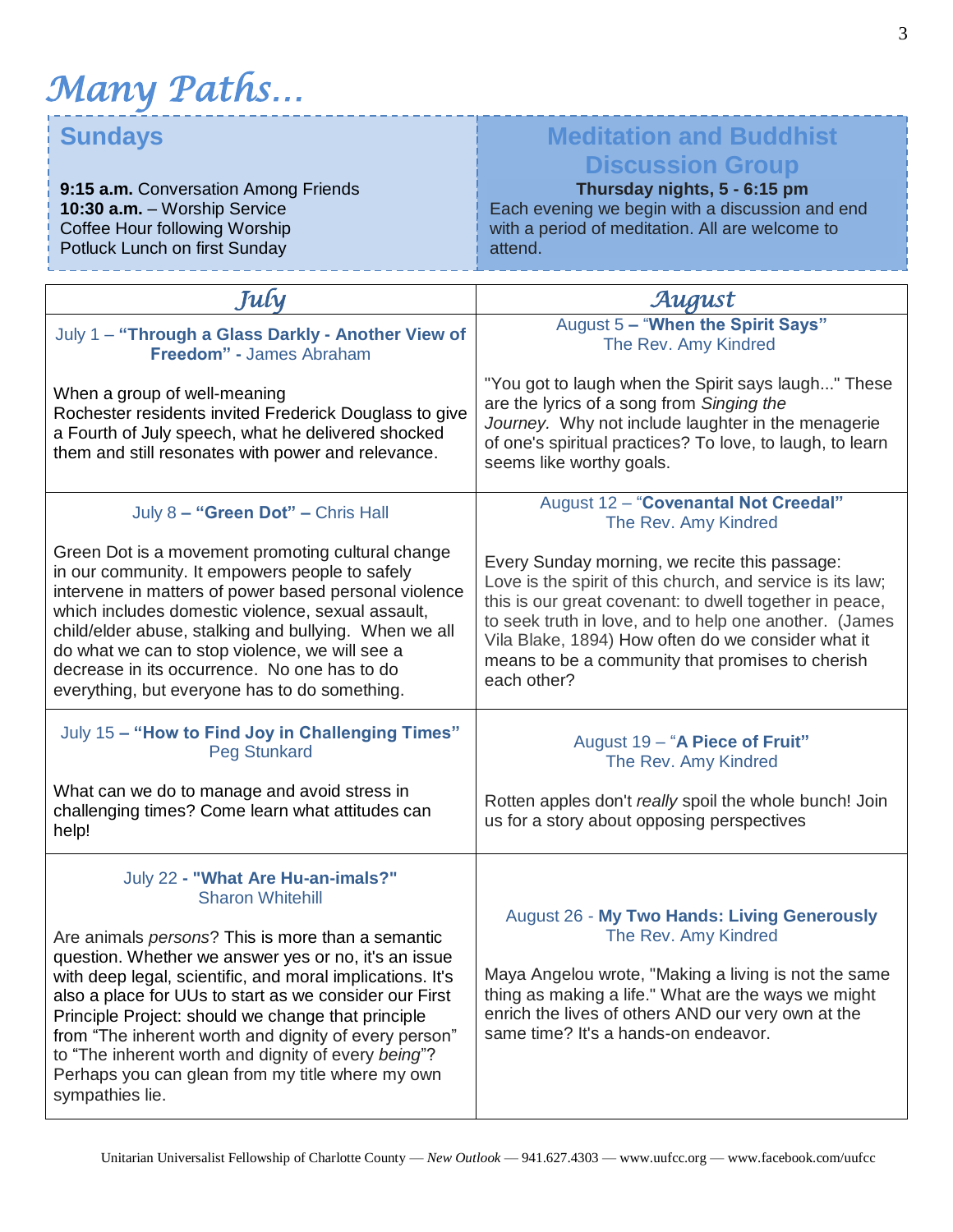# Many Paths…

## Sundays

**9:15 a.m.** Conversation Among Friends
**10:30 a.m.** – Worship Service
Coffee Hour following Worship
Potluck Lunch on first Sunday

## Meditation and Buddhist Discussion Group

**Thursday nights, 5 - 6:15 pm**
Each evening we begin with a discussion and end with a period of meditation. All are welcome to attend.

## July

July 1 – **"Through a Glass Darkly - Another View of Freedom" -** James Abraham

When a group of well-meaning Rochester residents invited Frederick Douglass to give a Fourth of July speech, what he delivered shocked them and still resonates with power and relevance.

July 8 **– "Green Dot" –** Chris Hall

Green Dot is a movement promoting cultural change in our community. It empowers people to safely intervene in matters of power based personal violence which includes domestic violence, sexual assault, child/elder abuse, stalking and bullying. When we all do what we can to stop violence, we will see a decrease in its occurrence. No one has to do everything, but everyone has to do something.

July 15 **– "How to Find Joy in Challenging Times"**
Peg Stunkard

What can we do to manage and avoid stress in challenging times? Come learn what attitudes can help!

July 22 **- "What Are Hu-an-imals?"**
Sharon Whitehill

Are animals *persons*? This is more than a semantic question. Whether we answer yes or no, it's an issue with deep legal, scientific, and moral implications. It's also a place for UUs to start as we consider our First Principle Project: should we change that principle from "The inherent worth and dignity of every person" to "The inherent worth and dignity of every *being*"? Perhaps you can glean from my title where my own sympathies lie.

## August

August 5 **– "When the Spirit Says"**
The Rev. Amy Kindred

"You got to laugh when the Spirit says laugh..." These are the lyrics of a song from *Singing the Journey.* Why not include laughter in the menagerie of one's spiritual practices? To love, to laugh, to learn seems like worthy goals.

August 12 – "**Covenantal Not Creedal"**
The Rev. Amy Kindred

Every Sunday morning, we recite this passage:
Love is the spirit of this church, and service is its law; this is our great covenant: to dwell together in peace, to seek truth in love, and to help one another. (James Vila Blake, 1894) How often do we consider what it means to be a community that promises to cherish each other?

August 19 – "**A Piece of Fruit"**
The Rev. Amy Kindred

Rotten apples don't *really* spoil the whole bunch! Join us for a story about opposing perspectives

August 26 - **My Two Hands: Living Generously**
The Rev. Amy Kindred

Maya Angelou wrote, "Making a living is not the same thing as making a life." What are the ways we might enrich the lives of others AND our very own at the same time? It's a hands-on endeavor.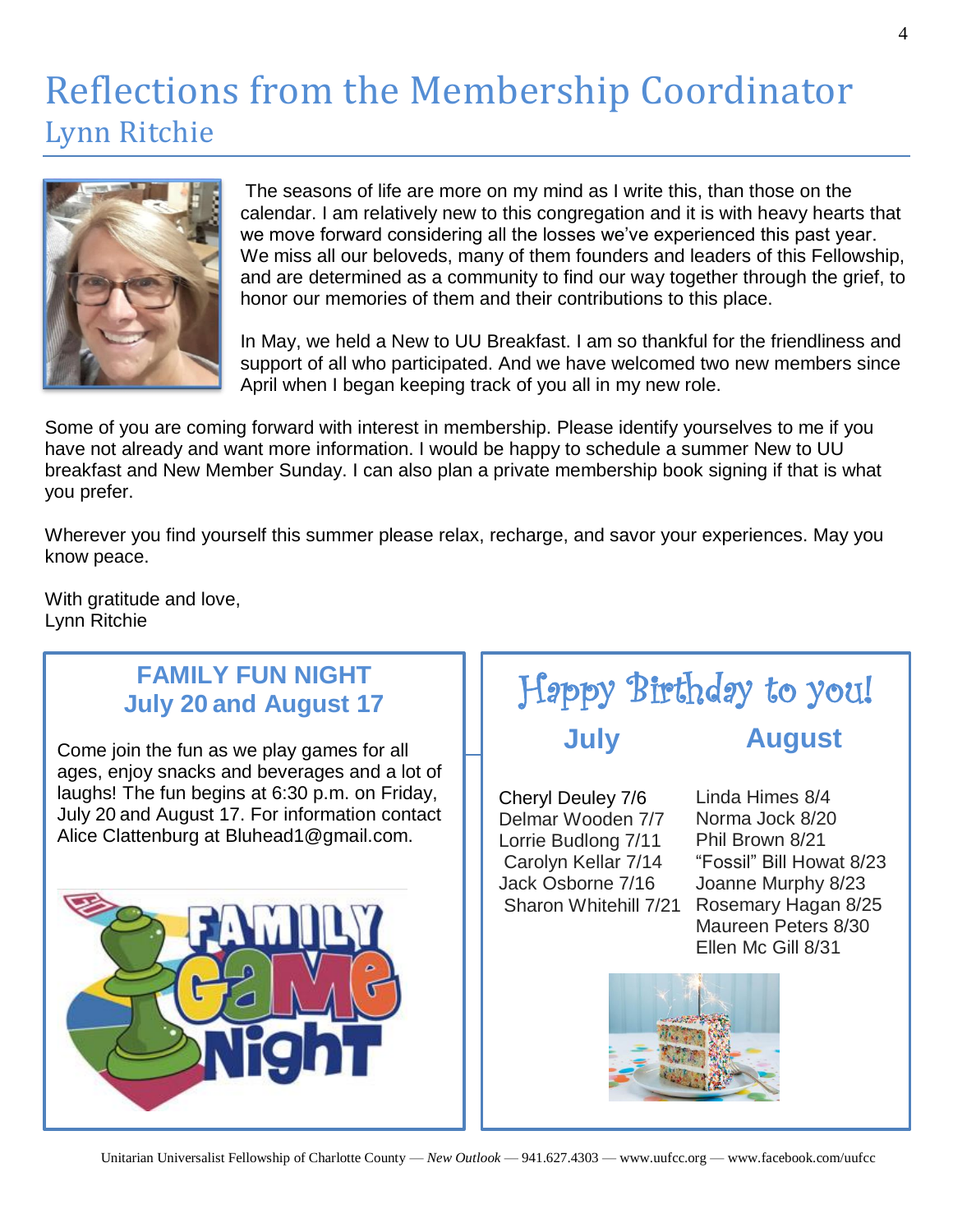# Reflections from the Membership Coordinator

## Lynn Ritchie

The seasons of life are more on my mind as I write this, than those on the calendar. I am relatively new to this congregation and it is with heavy hearts that we move forward considering all the losses we've experienced this past year. We miss all our beloveds, many of them founders and leaders of this Fellowship, and are determined as a community to find our way together through the grief, to honor our memories of them and their contributions to this place.

In May, we held a New to UU Breakfast. I am so thankful for the friendliness and support of all who participated. And we have welcomed two new members since April when I began keeping track of you all in my new role.

Some of you are coming forward with interest in membership. Please identify yourselves to me if you have not already and want more information. I would be happy to schedule a summer New to UU breakfast and New Member Sunday. I can also plan a private membership book signing if that is what you prefer.

Wherever you find yourself this summer please relax, recharge, and savor your experiences. May you know peace.

With gratitude and love,
Lynn Ritchie

## FAMILY FUN NIGHT
## July 20 and August 17

Come join the fun as we play games for all ages, enjoy snacks and beverages and a lot of laughs! The fun begins at 6:30 p.m. on Friday, July 20 and August 17. For information contact Alice Clattenburg at Bluhead1@gmail.com.

## Happy Birthday to you!

**July**

- Cheryl Deuley 7/6
- Delmar Wooden 7/7
- Lorrie Budlong 7/11
- Carolyn Kellar 7/14
- Jack Osborne 7/16
- Sharon Whitehill 7/21

**August**

- Linda Himes 8/4
- Norma Jock 8/20
- Phil Brown 8/21
- "Fossil" Bill Howat 8/23
- Joanne Murphy 8/23
- Rosemary Hagan 8/25
- Maureen Peters 8/30
- Ellen Mc Gill 8/31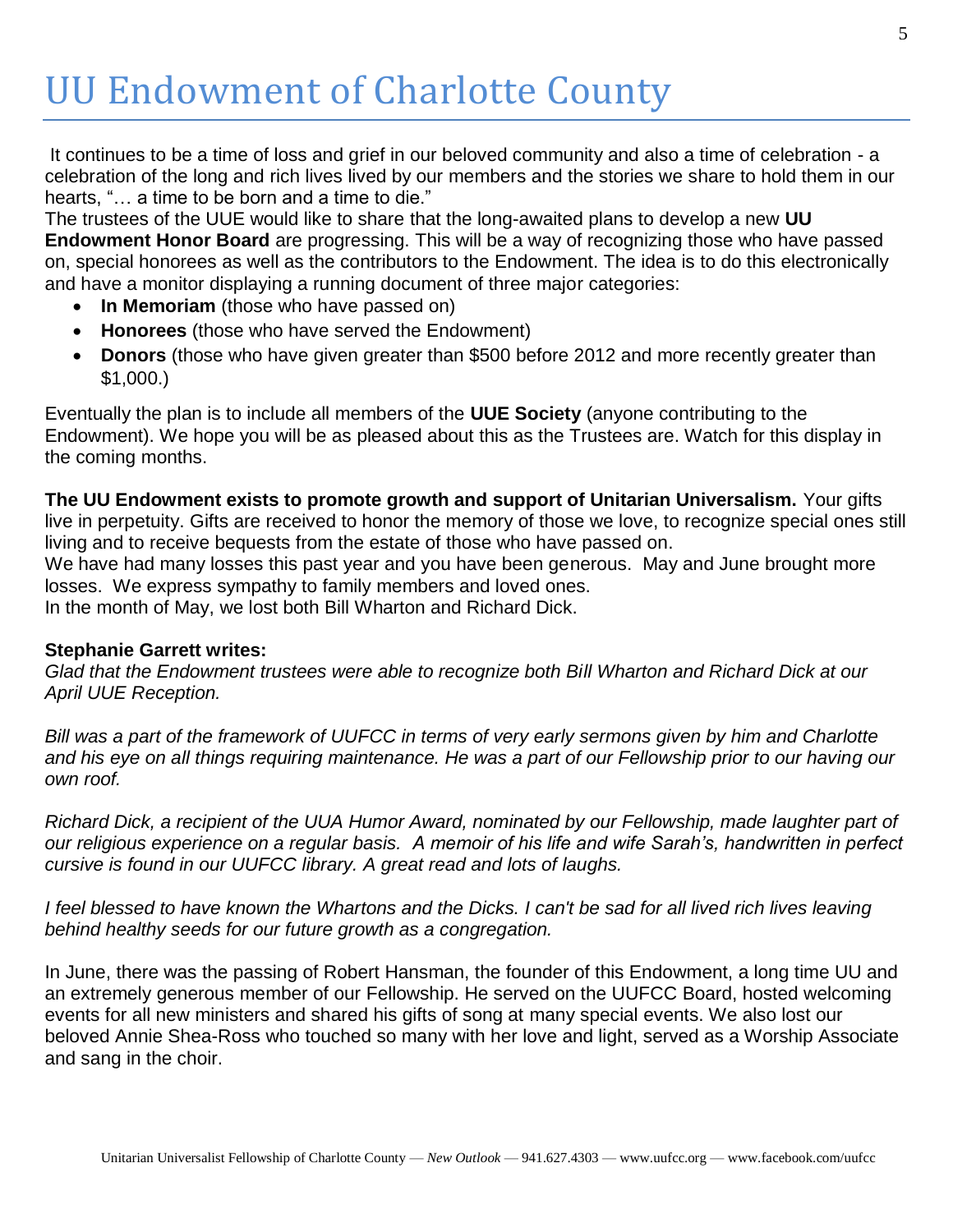# UU Endowment of Charlotte County

It continues to be a time of loss and grief in our beloved community and also a time of celebration - a celebration of the long and rich lives lived by our members and the stories we share to hold them in our hearts, "… a time to be born and a time to die."

The trustees of the UUE would like to share that the long-awaited plans to develop a new **UU Endowment Honor Board** are progressing. This will be a way of recognizing those who have passed on, special honorees as well as the contributors to the Endowment. The idea is to do this electronically and have a monitor displaying a running document of three major categories:

- **In Memoriam** (those who have passed on)
- **Honorees** (those who have served the Endowment)
- **Donors** (those who have given greater than $500 before 2012 and more recently greater than $1,000.)

Eventually the plan is to include all members of the **UUE Society** (anyone contributing to the Endowment). We hope you will be as pleased about this as the Trustees are. Watch for this display in the coming months.

**The UU Endowment exists to promote growth and support of Unitarian Universalism.** Your gifts live in perpetuity. Gifts are received to honor the memory of those we love, to recognize special ones still living and to receive bequests from the estate of those who have passed on.

We have had many losses this past year and you have been generous. May and June brought more losses. We express sympathy to family members and loved ones.

In the month of May, we lost both Bill Wharton and Richard Dick.

**Stephanie Garrett writes:**

*Glad that the Endowment trustees were able to recognize both Bill Wharton and Richard Dick at our April UUE Reception.*

*Bill was a part of the framework of UUFCC in terms of very early sermons given by him and Charlotte and his eye on all things requiring maintenance. He was a part of our Fellowship prior to our having our own roof.*

*Richard Dick, a recipient of the UUA Humor Award, nominated by our Fellowship, made laughter part of our religious experience on a regular basis. A memoir of his life and wife Sarah's, handwritten in perfect cursive is found in our UUFCC library. A great read and lots of laughs.*

*I feel blessed to have known the Whartons and the Dicks. I can't be sad for all lived rich lives leaving behind healthy seeds for our future growth as a congregation.*

In June, there was the passing of Robert Hansman, the founder of this Endowment, a long time UU and an extremely generous member of our Fellowship. He served on the UUFCC Board, hosted welcoming events for all new ministers and shared his gifts of song at many special events. We also lost our beloved Annie Shea-Ross who touched so many with her love and light, served as a Worship Associate and sang in the choir.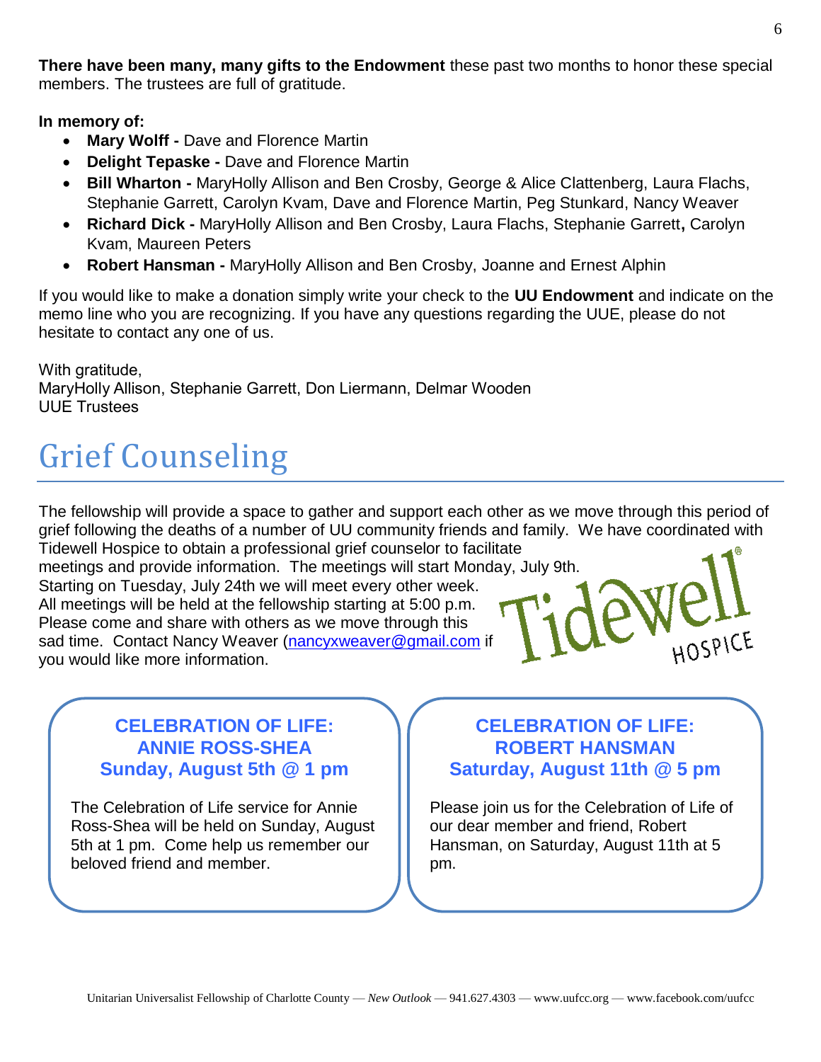**There have been many, many gifts to the Endowment** these past two months to honor these special members. The trustees are full of gratitude.

**In memory of:**

- **Mary Wolff -** Dave and Florence Martin
- **Delight Tepaske -** Dave and Florence Martin
- **Bill Wharton -** MaryHolly Allison and Ben Crosby, George & Alice Clattenberg, Laura Flachs, Stephanie Garrett, Carolyn Kvam, Dave and Florence Martin, Peg Stunkard, Nancy Weaver
- **Richard Dick -** MaryHolly Allison and Ben Crosby, Laura Flachs, Stephanie Garrett**,** Carolyn Kvam, Maureen Peters
- **Robert Hansman -** MaryHolly Allison and Ben Crosby, Joanne and Ernest Alphin

If you would like to make a donation simply write your check to the **UU Endowment** and indicate on the memo line who you are recognizing. If you have any questions regarding the UUE, please do not hesitate to contact any one of us.

With gratitude,
MaryHolly Allison, Stephanie Garrett, Don Liermann, Delmar Wooden
UUE Trustees

# Grief Counseling

The fellowship will provide a space to gather and support each other as we move through this period of grief following the deaths of a number of UU community friends and family. We have coordinated with Tidewell Hospice to obtain a professional grief counselor to facilitate meetings and provide information. The meetings will start Monday, July 9th. Starting on Tuesday, July 24th we will meet every other week. All meetings will be held at the fellowship starting at 5:00 p.m. Please come and share with others as we move through this sad time. Contact Nancy Weaver (nancyxweaver@gmail.com if you would like more information.

Tidewell HOSPICE

### CELEBRATION OF LIFE: ANNIE ROSS-SHEA Sunday, August 5th @ 1 pm

The Celebration of Life service for Annie Ross-Shea will be held on Sunday, August 5th at 1 pm. Come help us remember our beloved friend and member.

### CELEBRATION OF LIFE: ROBERT HANSMAN Saturday, August 11th @ 5 pm

Please join us for the Celebration of Life of our dear member and friend, Robert Hansman, on Saturday, August 11th at 5 pm.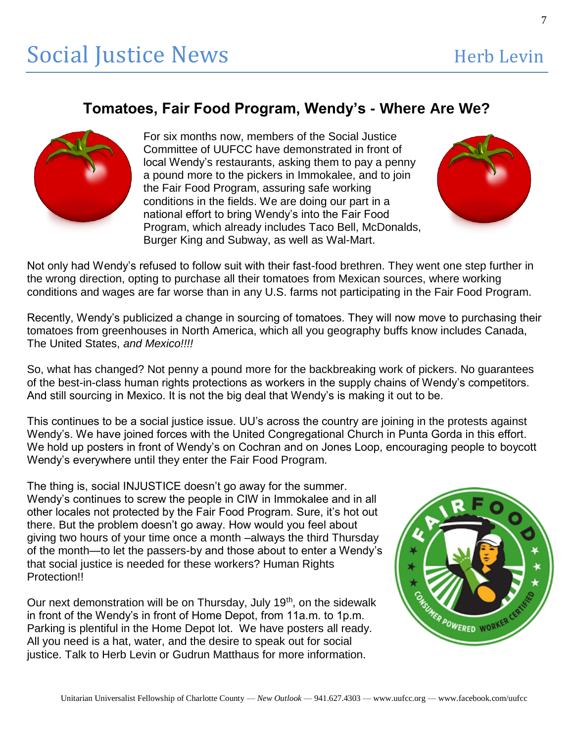# Social Justice News

Herb Levin

## Tomatoes, Fair Food Program, Wendy's - Where Are We?

For six months now, members of the Social Justice Committee of UUFCC have demonstrated in front of local Wendy's restaurants, asking them to pay a penny a pound more to the pickers in Immokalee, and to join the Fair Food Program, assuring safe working conditions in the fields. We are doing our part in a national effort to bring Wendy's into the Fair Food Program, which already includes Taco Bell, McDonalds, Burger King and Subway, as well as Wal-Mart.

Not only had Wendy's refused to follow suit with their fast-food brethren. They went one step further in the wrong direction, opting to purchase all their tomatoes from Mexican sources, where working conditions and wages are far worse than in any U.S. farms not participating in the Fair Food Program.

Recently, Wendy's publicized a change in sourcing of tomatoes. They will now move to purchasing their tomatoes from greenhouses in North America, which all you geography buffs know includes Canada, The United States, *and Mexico!!!!*

So, what has changed? Not penny a pound more for the backbreaking work of pickers. No guarantees of the best-in-class human rights protections as workers in the supply chains of Wendy's competitors. And still sourcing in Mexico. It is not the big deal that Wendy's is making it out to be.

This continues to be a social justice issue. UU's across the country are joining in the protests against Wendy's. We have joined forces with the United Congregational Church in Punta Gorda in this effort. We hold up posters in front of Wendy's on Cochran and on Jones Loop, encouraging people to boycott Wendy's everywhere until they enter the Fair Food Program.

The thing is, social INJUSTICE doesn't go away for the summer. Wendy's continues to screw the people in CIW in Immokalee and in all other locales not protected by the Fair Food Program. Sure, it's hot out there. But the problem doesn't go away. How would you feel about giving two hours of your time once a month –always the third Thursday of the month—to let the passers-by and those about to enter a Wendy's that social justice is needed for these workers? Human Rights Protection!!

Our next demonstration will be on Thursday, July 19th, on the sidewalk in front of the Wendy's in front of Home Depot, from 11a.m. to 1p.m. Parking is plentiful in the Home Depot lot. We have posters all ready. All you need is a hat, water, and the desire to speak out for social justice. Talk to Herb Levin or Gudrun Matthaus for more information.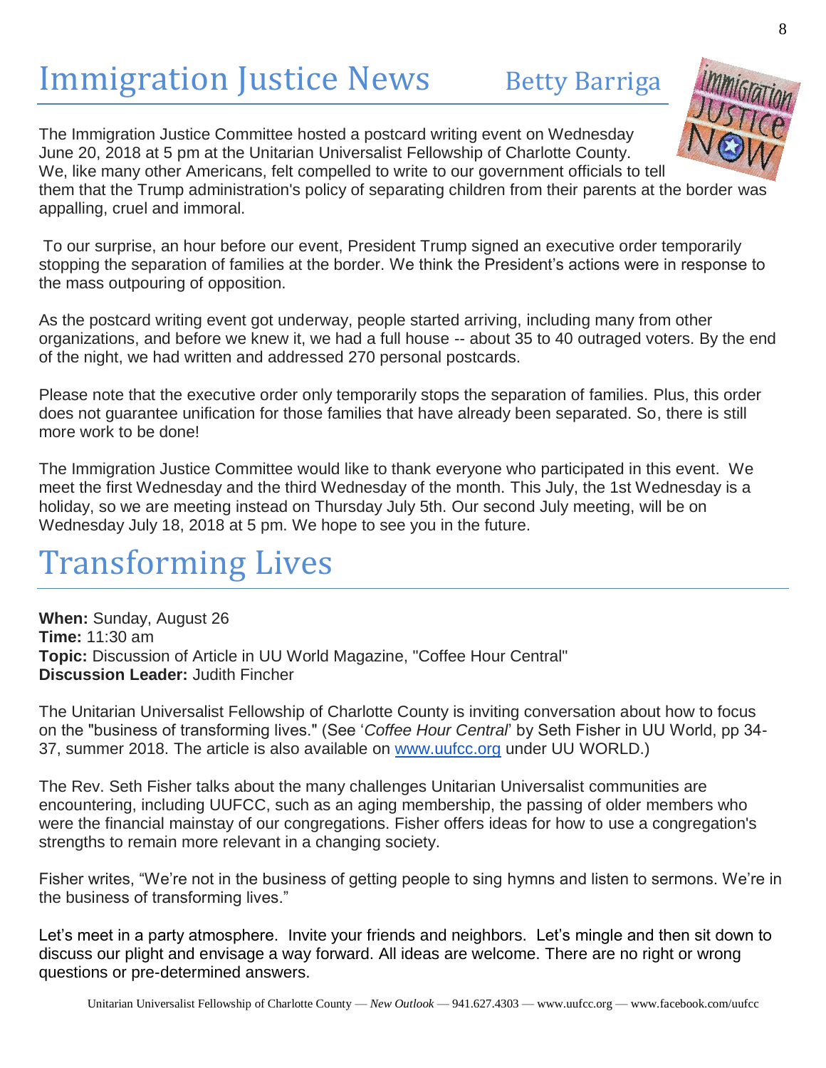# Immigration Justice News

Betty Barriga

The Immigration Justice Committee hosted a postcard writing event on Wednesday June 20, 2018 at 5 pm at the Unitarian Universalist Fellowship of Charlotte County. We, like many other Americans, felt compelled to write to our government officials to tell them that the Trump administration's policy of separating children from their parents at the border was appalling, cruel and immoral.

To our surprise, an hour before our event, President Trump signed an executive order temporarily stopping the separation of families at the border. We think the President's actions were in response to the mass outpouring of opposition.

As the postcard writing event got underway, people started arriving, including many from other organizations, and before we knew it, we had a full house -- about 35 to 40 outraged voters. By the end of the night, we had written and addressed 270 personal postcards.

Please note that the executive order only temporarily stops the separation of families. Plus, this order does not guarantee unification for those families that have already been separated. So, there is still more work to be done!

The Immigration Justice Committee would like to thank everyone who participated in this event. We meet the first Wednesday and the third Wednesday of the month. This July, the 1st Wednesday is a holiday, so we are meeting instead on Thursday July 5th. Our second July meeting, will be on Wednesday July 18, 2018 at 5 pm. We hope to see you in the future.

# Transforming Lives

**When:** Sunday, August 26
**Time:** 11:30 am
**Topic:** Discussion of Article in UU World Magazine, "Coffee Hour Central"
**Discussion Leader:** Judith Fincher

The Unitarian Universalist Fellowship of Charlotte County is inviting conversation about how to focus on the "business of transforming lives." (See '*Coffee Hour Central*' by Seth Fisher in UU World, pp 34-37, summer 2018. The article is also available on www.uufcc.org under UU WORLD.)

The Rev. Seth Fisher talks about the many challenges Unitarian Universalist communities are encountering, including UUFCC, such as an aging membership, the passing of older members who were the financial mainstay of our congregations. Fisher offers ideas for how to use a congregation's strengths to remain more relevant in a changing society.

Fisher writes, "We're not in the business of getting people to sing hymns and listen to sermons. We're in the business of transforming lives."

Let's meet in a party atmosphere. Invite your friends and neighbors. Let's mingle and then sit down to discuss our plight and envisage a way forward. All ideas are welcome. There are no right or wrong questions or pre-determined answers.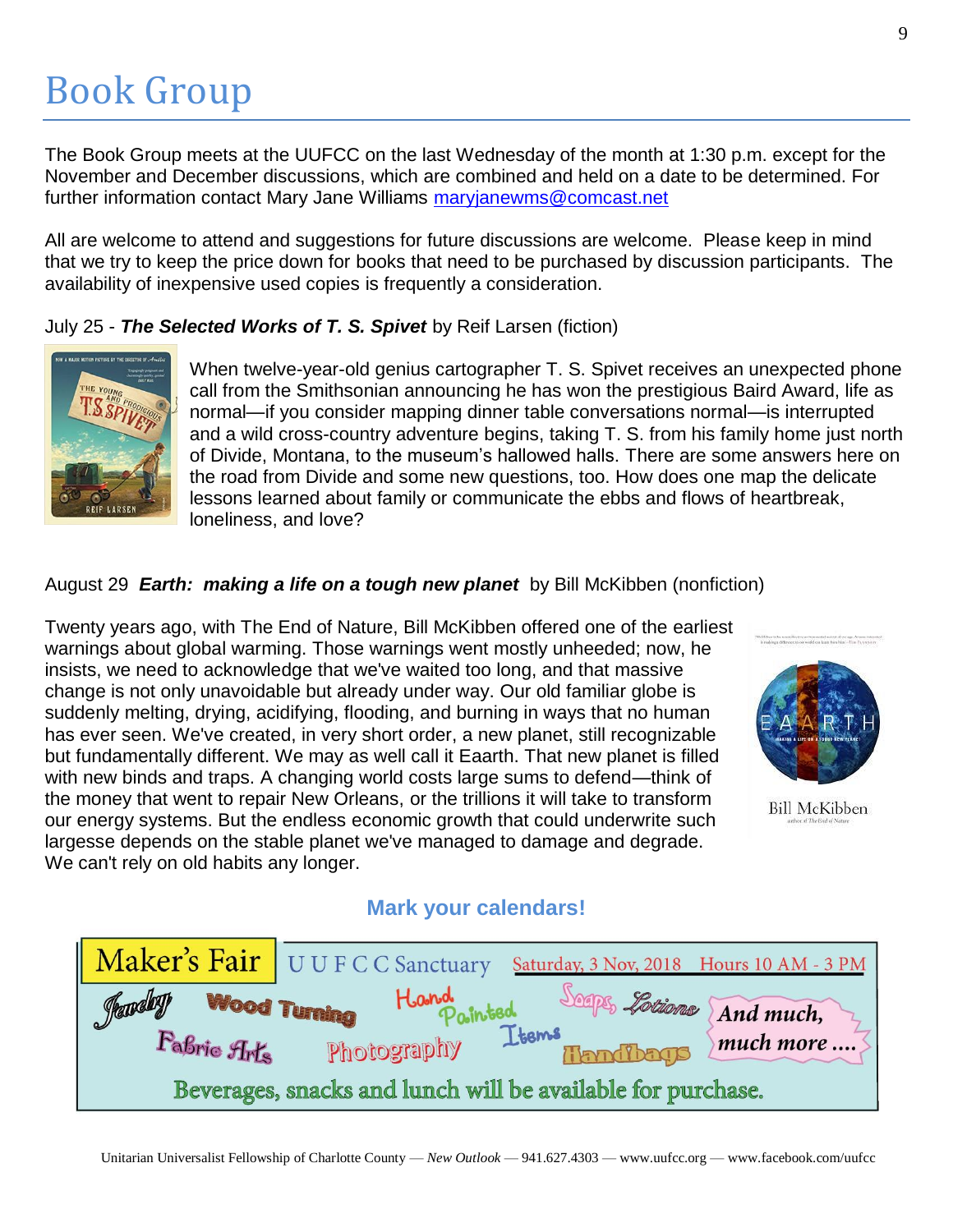# Book Group

The Book Group meets at the UUFCC on the last Wednesday of the month at 1:30 p.m. except for the November and December discussions, which are combined and held on a date to be determined. For further information contact Mary Jane Williams maryjanewms@comcast.net

All are welcome to attend and suggestions for future discussions are welcome. Please keep in mind that we try to keep the price down for books that need to be purchased by discussion participants. The availability of inexpensive used copies is frequently a consideration.

July 25 - ***The Selected Works of T. S. Spivet*** by Reif Larsen (fiction)

When twelve-year-old genius cartographer T. S. Spivet receives an unexpected phone call from the Smithsonian announcing he has won the prestigious Baird Award, life as normal—if you consider mapping dinner table conversations normal—is interrupted and a wild cross-country adventure begins, taking T. S. from his family home just north of Divide, Montana, to the museum's hallowed halls. There are some answers here on the road from Divide and some new questions, too. How does one map the delicate lessons learned about family or communicate the ebbs and flows of heartbreak, loneliness, and love?

August 29 ***Earth: making a life on a tough new planet*** by Bill McKibben (nonfiction)

Twenty years ago, with The End of Nature, Bill McKibben offered one of the earliest warnings about global warming. Those warnings went mostly unheeded; now, he insists, we need to acknowledge that we've waited too long, and that massive change is not only unavoidable but already under way. Our old familiar globe is suddenly melting, drying, acidifying, flooding, and burning in ways that no human has ever seen. We've created, in very short order, a new planet, still recognizable but fundamentally different. We may as well call it Eaarth. That new planet is filled with new binds and traps. A changing world costs large sums to defend—think of the money that went to repair New Orleans, or the trillions it will take to transform our energy systems. But the endless economic growth that could underwrite such largesse depends on the stable planet we've managed to damage and degrade. We can't rely on old habits any longer.

**Mark your calendars!**

**Maker's Fair** UUFCC Sanctuary Saturday, 3 Nov, 2018 Hours 10 AM - 3 PM

Jewelry, Wood Turning, Hand Painted Items, Soaps, Lotions, Fabric Arts, Photography, Handbags, *And much, much more ....*

Beverages, snacks and lunch will be available for purchase.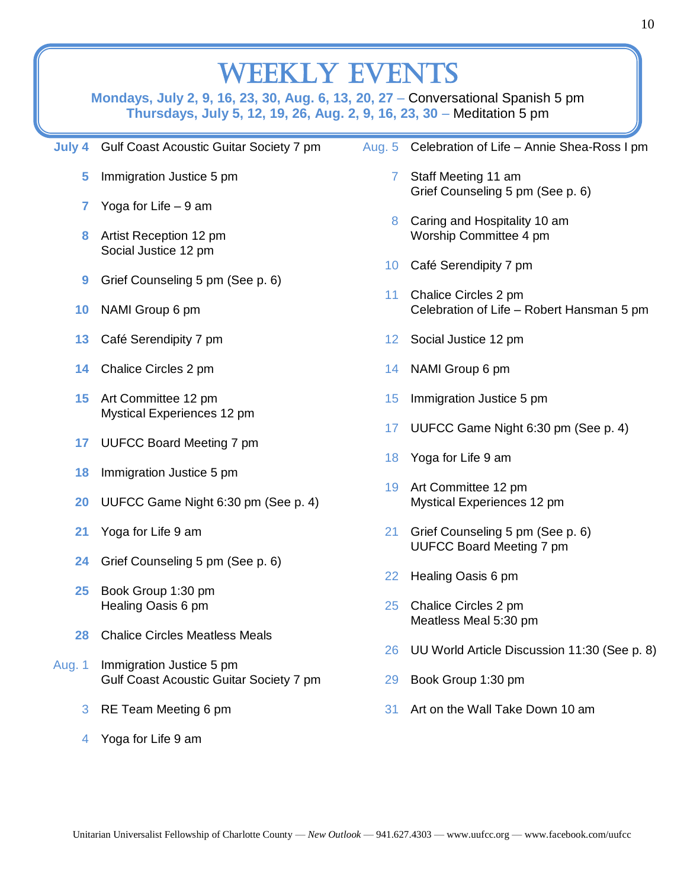# WEEKLY EVENTS

**Mondays, July 2, 9, 16, 23, 30, Aug. 6, 13, 20, 27** – Conversational Spanish 5 pm
**Thursdays, July 5, 12, 19, 26, Aug. 2, 9, 16, 23, 30** – Meditation 5 pm

**July 4** Gulf Coast Acoustic Guitar Society 7 pm

**5** Immigration Justice 5 pm

**7** Yoga for Life – 9 am

**8** Artist Reception 12 pm
Social Justice 12 pm

**9** Grief Counseling 5 pm (See p. 6)

**10** NAMI Group 6 pm

**13** Café Serendipity 7 pm

**14** Chalice Circles 2 pm

**15** Art Committee 12 pm
Mystical Experiences 12 pm

**17** UUFCC Board Meeting 7 pm

**18** Immigration Justice 5 pm

**20** UUFCC Game Night 6:30 pm (See p. 4)

**21** Yoga for Life 9 am

**24** Grief Counseling 5 pm (See p. 6)

**25** Book Group 1:30 pm
Healing Oasis 6 pm

**28** Chalice Circles Meatless Meals

Aug. 1 Immigration Justice 5 pm
Gulf Coast Acoustic Guitar Society 7 pm

3 RE Team Meeting 6 pm

4 Yoga for Life 9 am

Aug. 5 Celebration of Life – Annie Shea-Ross I pm

7 Staff Meeting 11 am
Grief Counseling 5 pm (See p. 6)

8 Caring and Hospitality 10 am
Worship Committee 4 pm

10 Café Serendipity 7 pm

11 Chalice Circles 2 pm
Celebration of Life – Robert Hansman 5 pm

12 Social Justice 12 pm

14 NAMI Group 6 pm

15 Immigration Justice 5 pm

17 UUFCC Game Night 6:30 pm (See p. 4)

18 Yoga for Life 9 am

19 Art Committee 12 pm
Mystical Experiences 12 pm

21 Grief Counseling 5 pm (See p. 6)
UUFCC Board Meeting 7 pm

22 Healing Oasis 6 pm

25 Chalice Circles 2 pm
Meatless Meal 5:30 pm

26 UU World Article Discussion 11:30 (See p. 8)

29 Book Group 1:30 pm

31 Art on the Wall Take Down 10 am